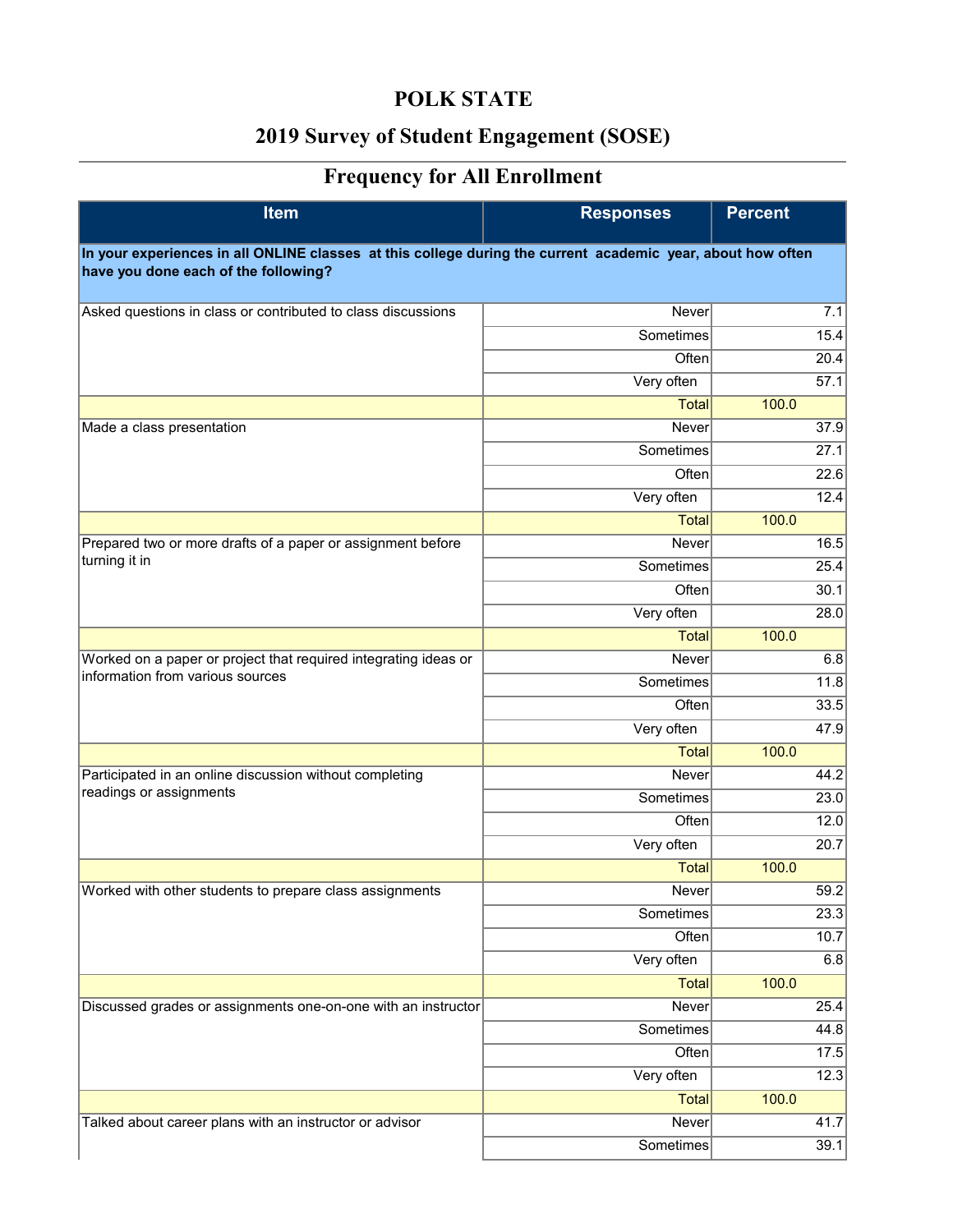# POLK STATE

## 2019 Survey of Student Engagement (SOSE)

## Frequency for All Enrollment

| Item | Responses | Percent |
|---|---|---|
| **In your experiences in all ONLINE classes at this college during the current academic year, about how often have you done each of the following?** | | |
| Asked questions in class or contributed to class discussions | Never | 7.1 |
| | Sometimes | 15.4 |
| | Often | 20.4 |
| | Very often | 57.1 |
| | Total | 100.0 |
| Made a class presentation | Never | 37.9 |
| | Sometimes | 27.1 |
| | Often | 22.6 |
| | Very often | 12.4 |
| | Total | 100.0 |
| Prepared two or more drafts of a paper or assignment before turning it in | Never | 16.5 |
| | Sometimes | 25.4 |
| | Often | 30.1 |
| | Very often | 28.0 |
| | Total | 100.0 |
| Worked on a paper or project that required integrating ideas or information from various sources | Never | 6.8 |
| | Sometimes | 11.8 |
| | Often | 33.5 |
| | Very often | 47.9 |
| | Total | 100.0 |
| Participated in an online discussion without completing readings or assignments | Never | 44.2 |
| | Sometimes | 23.0 |
| | Often | 12.0 |
| | Very often | 20.7 |
| | Total | 100.0 |
| Worked with other students to prepare class assignments | Never | 59.2 |
| | Sometimes | 23.3 |
| | Often | 10.7 |
| | Very often | 6.8 |
| | Total | 100.0 |
| Discussed grades or assignments one-on-one with an instructor | Never | 25.4 |
| | Sometimes | 44.8 |
| | Often | 17.5 |
| | Very often | 12.3 |
| | Total | 100.0 |
| Talked about career plans with an instructor or advisor | Never | 41.7 |
| | Sometimes | 39.1 |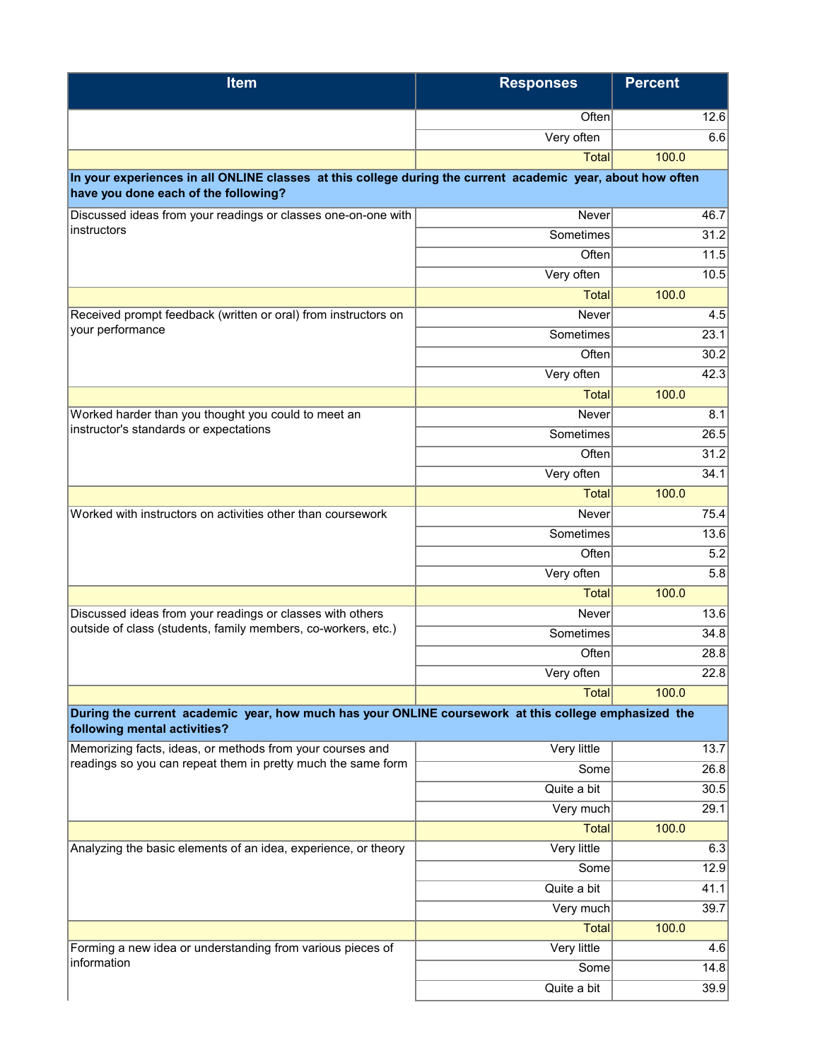| Item | Responses | Percent |
|---|---|---|
| | Often | 12.6 |
| | Very often | 6.6 |
| | Total | 100.0 |
| **In your experiences in all ONLINE classes at this college during the current academic year, about how often have you done each of the following?** | | |
| Discussed ideas from your readings or classes one-on-one with instructors | Never | 46.7 |
| | Sometimes | 31.2 |
| | Often | 11.5 |
| | Very often | 10.5 |
| | Total | 100.0 |
| Received prompt feedback (written or oral) from instructors on your performance | Never | 4.5 |
| | Sometimes | 23.1 |
| | Often | 30.2 |
| | Very often | 42.3 |
| | Total | 100.0 |
| Worked harder than you thought you could to meet an instructor's standards or expectations | Never | 8.1 |
| | Sometimes | 26.5 |
| | Often | 31.2 |
| | Very often | 34.1 |
| | Total | 100.0 |
| Worked with instructors on activities other than coursework | Never | 75.4 |
| | Sometimes | 13.6 |
| | Often | 5.2 |
| | Very often | 5.8 |
| | Total | 100.0 |
| Discussed ideas from your readings or classes with others outside of class (students, family members, co-workers, etc.) | Never | 13.6 |
| | Sometimes | 34.8 |
| | Often | 28.8 |
| | Very often | 22.8 |
| | Total | 100.0 |
| **During the current academic year, how much has your ONLINE coursework at this college emphasized the following mental activities?** | | |
| Memorizing facts, ideas, or methods from your courses and readings so you can repeat them in pretty much the same form | Very little | 13.7 |
| | Some | 26.8 |
| | Quite a bit | 30.5 |
| | Very much | 29.1 |
| | Total | 100.0 |
| Analyzing the basic elements of an idea, experience, or theory | Very little | 6.3 |
| | Some | 12.9 |
| | Quite a bit | 41.1 |
| | Very much | 39.7 |
| | Total | 100.0 |
| Forming a new idea or understanding from various pieces of information | Very little | 4.6 |
| | Some | 14.8 |
| | Quite a bit | 39.9 |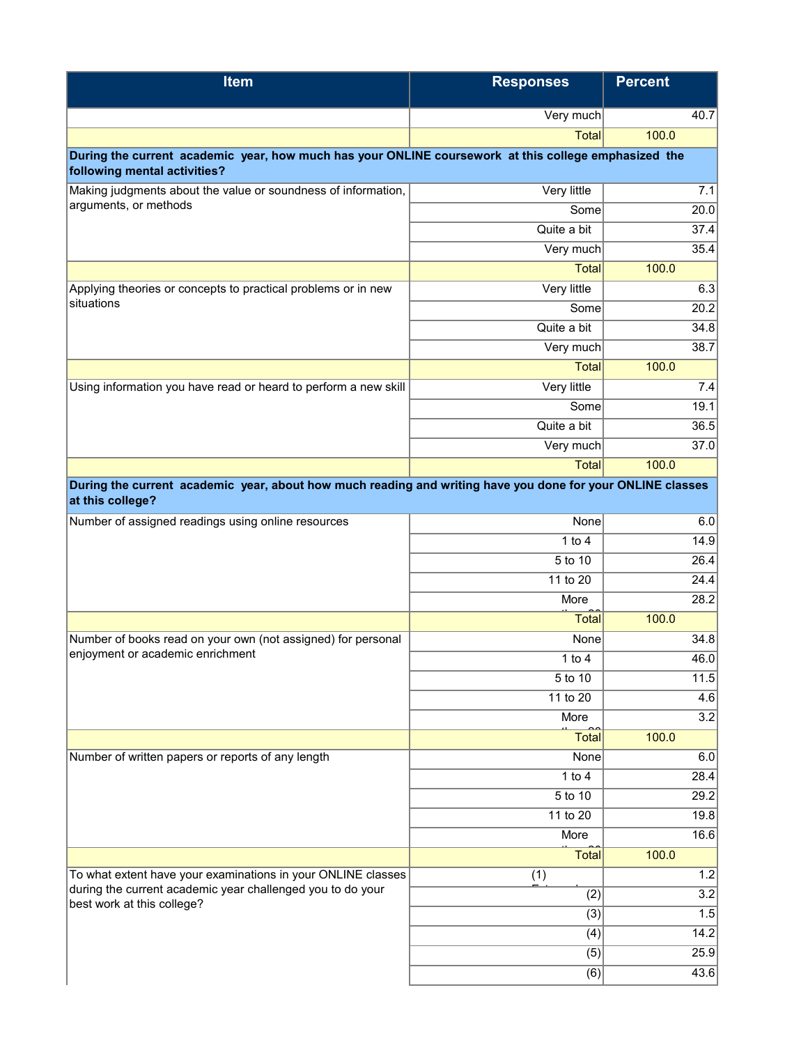| Item | Responses | Percent |
|---|---|---|
| | Very much | 40.7 |
| | Total | 100.0 |
| **During the current academic year, how much has your ONLINE coursework at this college emphasized the following mental activities?** | | |
| Making judgments about the value or soundness of information, arguments, or methods | Very little | 7.1 |
| | Some | 20.0 |
| | Quite a bit | 37.4 |
| | Very much | 35.4 |
| | Total | 100.0 |
| Applying theories or concepts to practical problems or in new situations | Very little | 6.3 |
| | Some | 20.2 |
| | Quite a bit | 34.8 |
| | Very much | 38.7 |
| | Total | 100.0 |
| Using information you have read or heard to perform a new skill | Very little | 7.4 |
| | Some | 19.1 |
| | Quite a bit | 36.5 |
| | Very much | 37.0 |
| | Total | 100.0 |
| **During the current academic year, about how much reading and writing have you done for your ONLINE classes at this college?** | | |
| Number of assigned readings using online resources | None | 6.0 |
| | 1 to 4 | 14.9 |
| | 5 to 10 | 26.4 |
| | 11 to 20 | 24.4 |
| | More than 20 | 28.2 |
| | Total | 100.0 |
| Number of books read on your own (not assigned) for personal enjoyment or academic enrichment | None | 34.8 |
| | 1 to 4 | 46.0 |
| | 5 to 10 | 11.5 |
| | 11 to 20 | 4.6 |
| | More than 20 | 3.2 |
| | Total | 100.0 |
| Number of written papers or reports of any length | None | 6.0 |
| | 1 to 4 | 28.4 |
| | 5 to 10 | 29.2 |
| | 11 to 20 | 19.8 |
| | More than 20 | 16.6 |
| | Total | 100.0 |
| To what extent have your examinations in your ONLINE classes during the current academic year challenged you to do your best work at this college? | (1) Extremely easy | 1.2 |
| | (2) | 3.2 |
| | (3) | 1.5 |
| | (4) | 14.2 |
| | (5) | 25.9 |
| | (6) | 43.6 |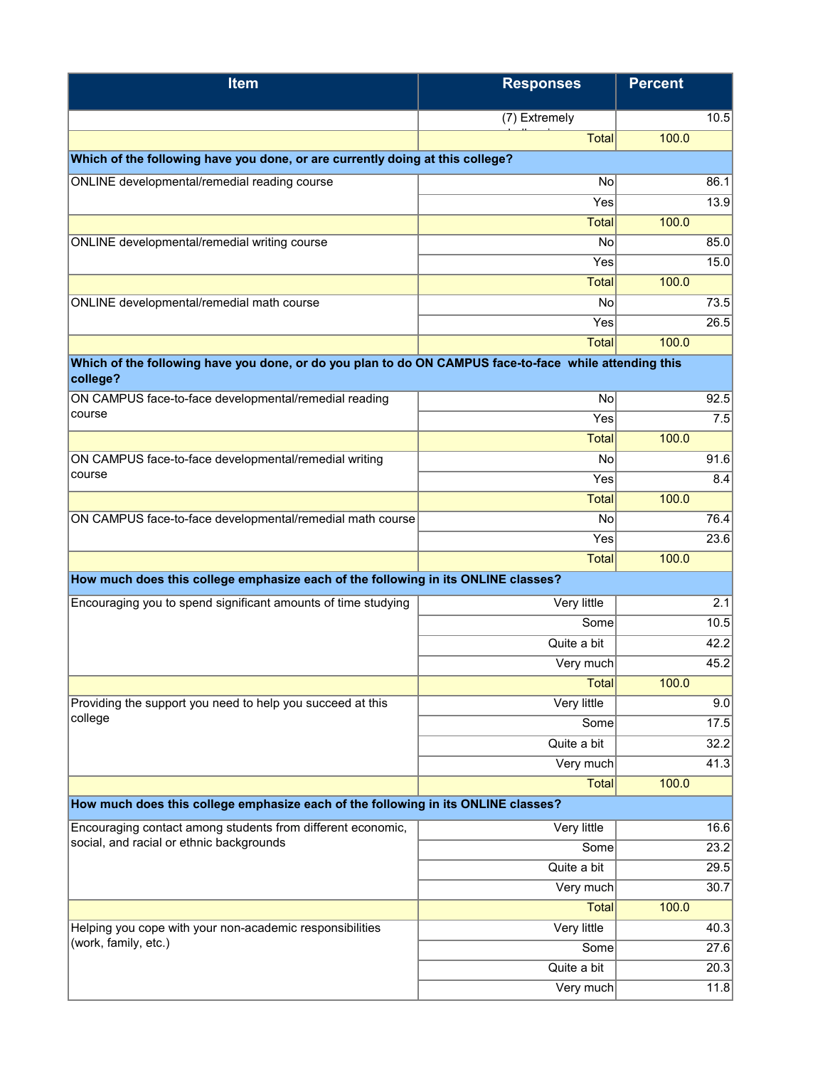| Item | Responses | Percent |
|---|---|---|
| | (7) Extremely challenging | 10.5 |
| | Total | 100.0 |
| **Which of the following have you done, or are currently doing at this college?** | | |
| ONLINE developmental/remedial reading course | No | 86.1 |
| | Yes | 13.9 |
| | Total | 100.0 |
| ONLINE developmental/remedial writing course | No | 85.0 |
| | Yes | 15.0 |
| | Total | 100.0 |
| ONLINE developmental/remedial math course | No | 73.5 |
| | Yes | 26.5 |
| | Total | 100.0 |
| **Which of the following have you done, or do you plan to do ON CAMPUS face-to-face while attending this college?** | | |
| ON CAMPUS face-to-face developmental/remedial reading course | No | 92.5 |
| | Yes | 7.5 |
| | Total | 100.0 |
| ON CAMPUS face-to-face developmental/remedial writing course | No | 91.6 |
| | Yes | 8.4 |
| | Total | 100.0 |
| ON CAMPUS face-to-face developmental/remedial math course | No | 76.4 |
| | Yes | 23.6 |
| | Total | 100.0 |
| **How much does this college emphasize each of the following in its ONLINE classes?** | | |
| Encouraging you to spend significant amounts of time studying | Very little | 2.1 |
| | Some | 10.5 |
| | Quite a bit | 42.2 |
| | Very much | 45.2 |
| | Total | 100.0 |
| Providing the support you need to help you succeed at this college | Very little | 9.0 |
| | Some | 17.5 |
| | Quite a bit | 32.2 |
| | Very much | 41.3 |
| | Total | 100.0 |
| **How much does this college emphasize each of the following in its ONLINE classes?** | | |
| Encouraging contact among students from different economic, social, and racial or ethnic backgrounds | Very little | 16.6 |
| | Some | 23.2 |
| | Quite a bit | 29.5 |
| | Very much | 30.7 |
| | Total | 100.0 |
| Helping you cope with your non-academic responsibilities (work, family, etc.) | Very little | 40.3 |
| | Some | 27.6 |
| | Quite a bit | 20.3 |
| | Very much | 11.8 |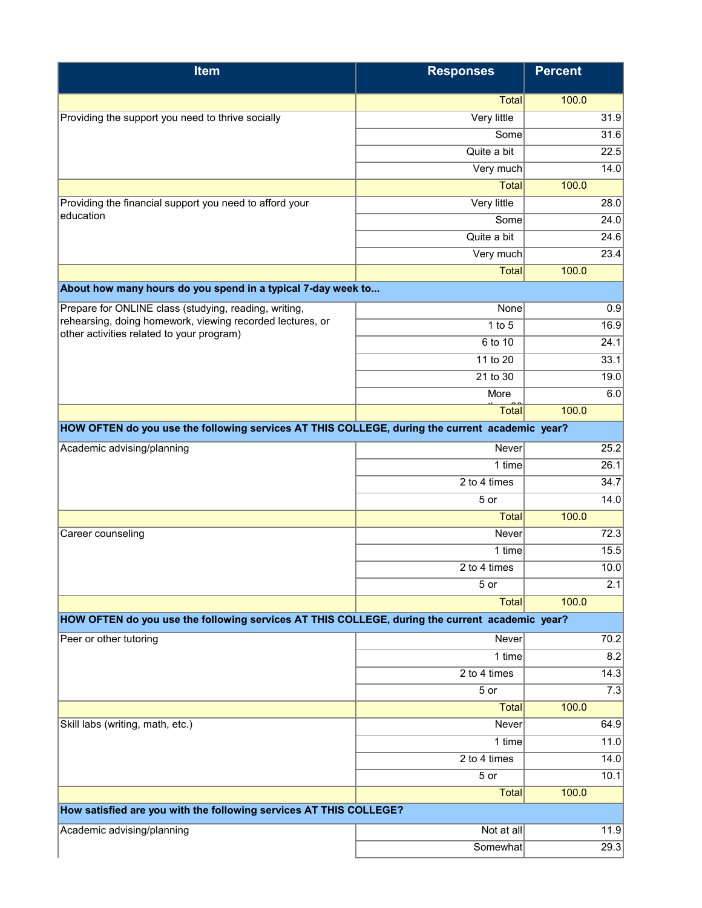| Item | Responses | Percent |
|---|---|---|
| | Total | 100.0 |
| Providing the support you need to thrive socially | Very little | 31.9 |
| | Some | 31.6 |
| | Quite a bit | 22.5 |
| | Very much | 14.0 |
| | Total | 100.0 |
| Providing the financial support you need to afford your education | Very little | 28.0 |
| | Some | 24.0 |
| | Quite a bit | 24.6 |
| | Very much | 23.4 |
| | Total | 100.0 |
| **About how many hours do you spend in a typical 7-day week to...** | | |
| Prepare for ONLINE class (studying, reading, writing, rehearsing, doing homework, viewing recorded lectures, or other activities related to your program) | None | 0.9 |
| | 1 to 5 | 16.9 |
| | 6 to 10 | 24.1 |
| | 11 to 20 | 33.1 |
| | 21 to 30 | 19.0 |
| | More than 30 | 6.0 |
| | Total | 100.0 |
| **HOW OFTEN do you use the following services AT THIS COLLEGE, during the current academic year?** | | |
| Academic advising/planning | Never | 25.2 |
| | 1 time | 26.1 |
| | 2 to 4 times | 34.7 |
| | 5 or | 14.0 |
| | Total | 100.0 |
| Career counseling | Never | 72.3 |
| | 1 time | 15.5 |
| | 2 to 4 times | 10.0 |
| | 5 or | 2.1 |
| | Total | 100.0 |
| **HOW OFTEN do you use the following services AT THIS COLLEGE, during the current academic year?** | | |
| Peer or other tutoring | Never | 70.2 |
| | 1 time | 8.2 |
| | 2 to 4 times | 14.3 |
| | 5 or | 7.3 |
| | Total | 100.0 |
| Skill labs (writing, math, etc.) | Never | 64.9 |
| | 1 time | 11.0 |
| | 2 to 4 times | 14.0 |
| | 5 or | 10.1 |
| | Total | 100.0 |
| **How satisfied are you with the following services AT THIS COLLEGE?** | | |
| Academic advising/planning | Not at all | 11.9 |
| | Somewhat | 29.3 |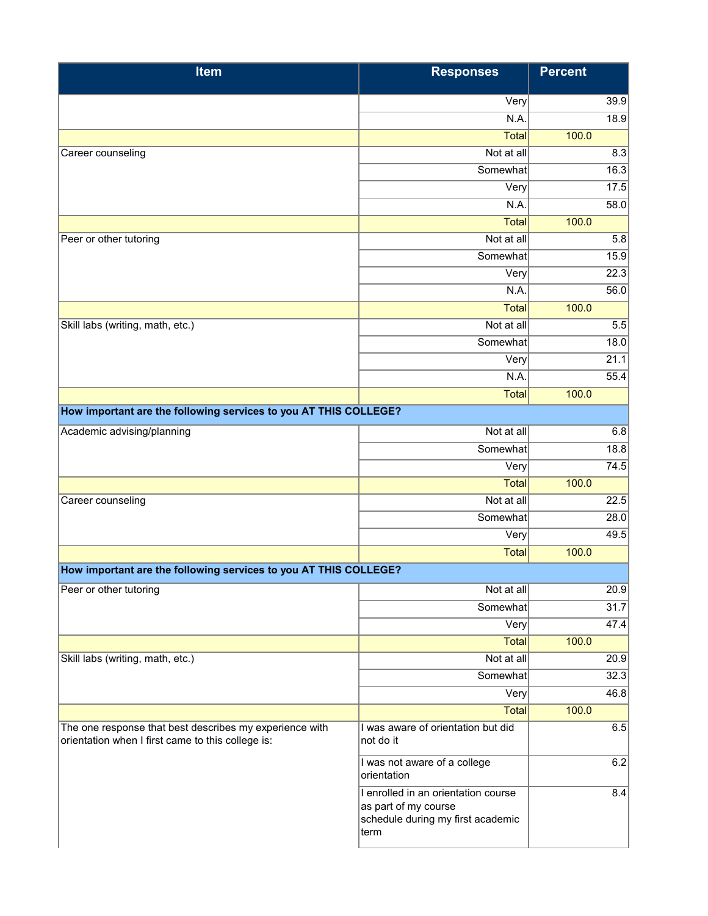| Item | Responses | Percent |
|---|---|---|
| | Very | 39.9 |
| | N.A. | 18.9 |
| | Total | 100.0 |
| Career counseling | Not at all | 8.3 |
| | Somewhat | 16.3 |
| | Very | 17.5 |
| | N.A. | 58.0 |
| | Total | 100.0 |
| Peer or other tutoring | Not at all | 5.8 |
| | Somewhat | 15.9 |
| | Very | 22.3 |
| | N.A. | 56.0 |
| | Total | 100.0 |
| Skill labs (writing, math, etc.) | Not at all | 5.5 |
| | Somewhat | 18.0 |
| | Very | 21.1 |
| | N.A. | 55.4 |
| | Total | 100.0 |
| **How important are the following services to you AT THIS COLLEGE?** | | |
| Academic advising/planning | Not at all | 6.8 |
| | Somewhat | 18.8 |
| | Very | 74.5 |
| | Total | 100.0 |
| Career counseling | Not at all | 22.5 |
| | Somewhat | 28.0 |
| | Very | 49.5 |
| | Total | 100.0 |
| **How important are the following services to you AT THIS COLLEGE?** | | |
| Peer or other tutoring | Not at all | 20.9 |
| | Somewhat | 31.7 |
| | Very | 47.4 |
| | Total | 100.0 |
| Skill labs (writing, math, etc.) | Not at all | 20.9 |
| | Somewhat | 32.3 |
| | Very | 46.8 |
| | Total | 100.0 |
| The one response that best describes my experience with orientation when I first came to this college is: | I was aware of orientation but did not do it | 6.5 |
| | I was not aware of a college orientation | 6.2 |
| | I enrolled in an orientation course as part of my course schedule during my first academic term | 8.4 |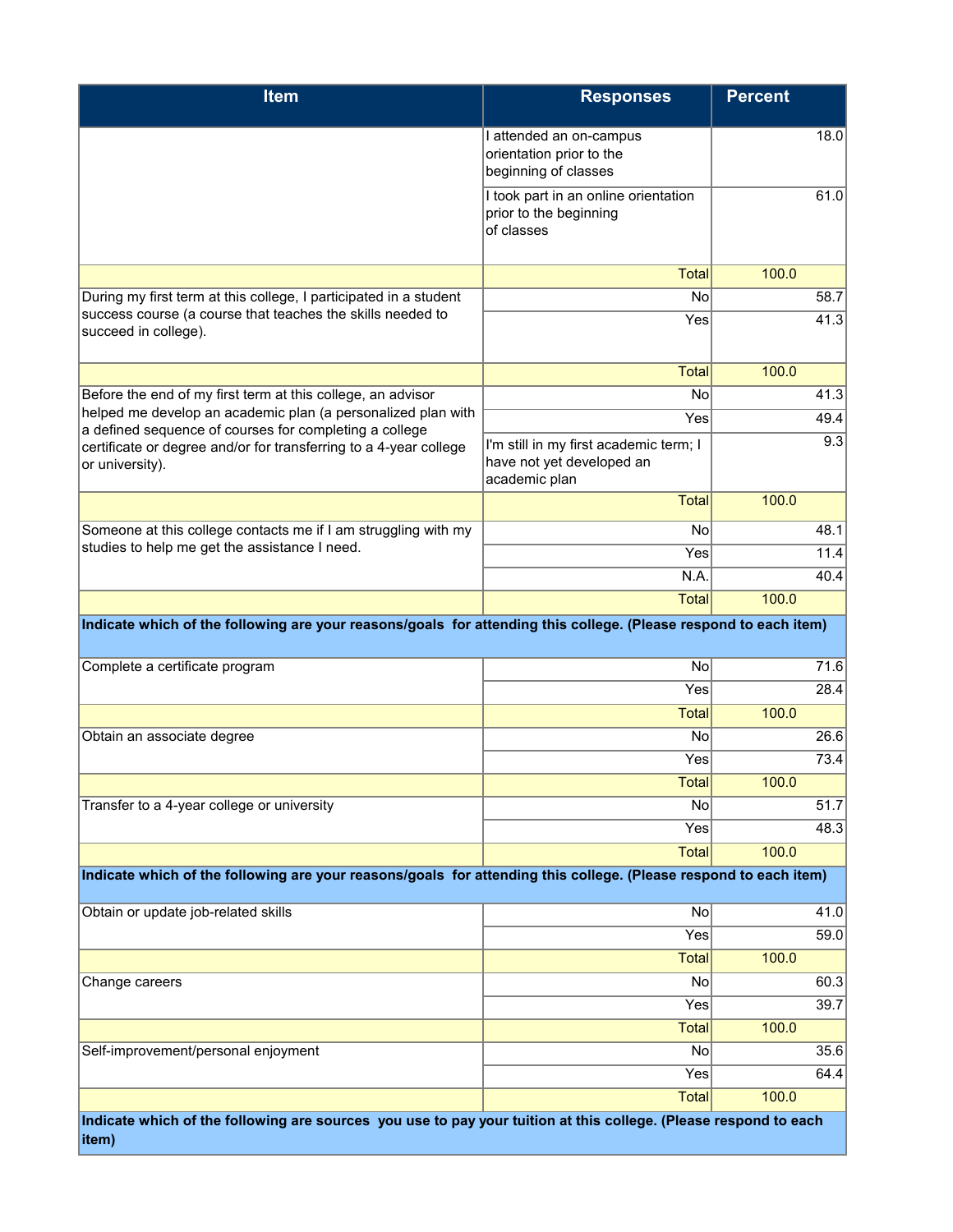| Item | Responses | Percent |
|---|---|---|
| | I attended an on-campus orientation prior to the beginning of classes | 18.0 |
| | I took part in an online orientation prior to the beginning of classes | 61.0 |
| | Total | 100.0 |
| During my first term at this college, I participated in a student success course (a course that teaches the skills needed to succeed in college). | No | 58.7 |
| | Yes | 41.3 |
| | Total | 100.0 |
| Before the end of my first term at this college, an advisor helped me develop an academic plan (a personalized plan with a defined sequence of courses for completing a college certificate or degree and/or for transferring to a 4-year college or university). | No | 41.3 |
| | Yes | 49.4 |
| | I'm still in my first academic term; I have not yet developed an academic plan | 9.3 |
| | Total | 100.0 |
| Someone at this college contacts me if I am struggling with my studies to help me get the assistance I need. | No | 48.1 |
| | Yes | 11.4 |
| | N.A. | 40.4 |
| | Total | 100.0 |
| **Indicate which of the following are your reasons/goals for attending this college. (Please respond to each item)** | | |
| Complete a certificate program | No | 71.6 |
| | Yes | 28.4 |
| | Total | 100.0 |
| Obtain an associate degree | No | 26.6 |
| | Yes | 73.4 |
| | Total | 100.0 |
| Transfer to a 4-year college or university | No | 51.7 |
| | Yes | 48.3 |
| | Total | 100.0 |
| **Indicate which of the following are your reasons/goals for attending this college. (Please respond to each item)** | | |
| Obtain or update job-related skills | No | 41.0 |
| | Yes | 59.0 |
| | Total | 100.0 |
| Change careers | No | 60.3 |
| | Yes | 39.7 |
| | Total | 100.0 |
| Self-improvement/personal enjoyment | No | 35.6 |
| | Yes | 64.4 |
| | Total | 100.0 |
| **Indicate which of the following are sources you use to pay your tuition at this college. (Please respond to each item)** | | |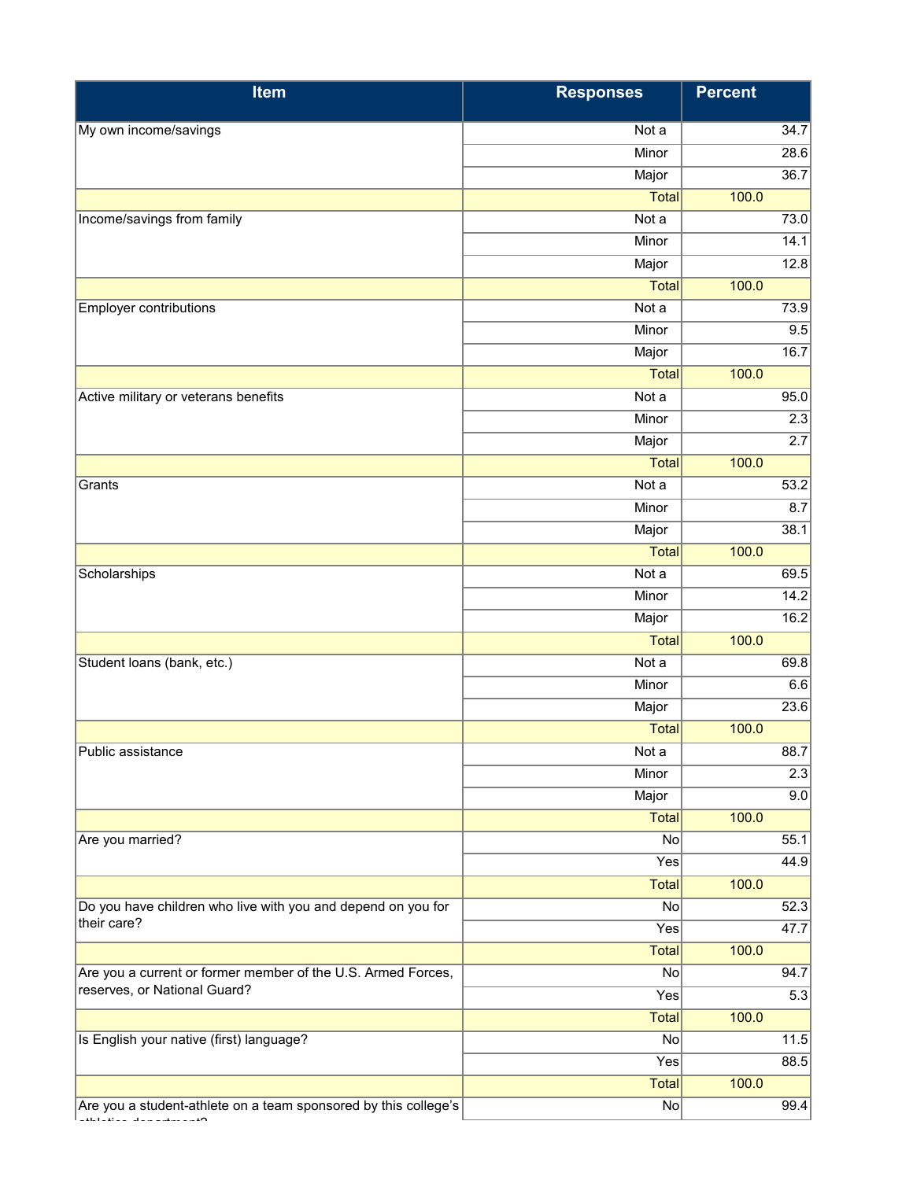| Item | Responses | Percent |
|---|---|---|
| My own income/savings | Not a | 34.7 |
| | Minor | 28.6 |
| | Major | 36.7 |
| | Total | 100.0 |
| Income/savings from family | Not a | 73.0 |
| | Minor | 14.1 |
| | Major | 12.8 |
| | Total | 100.0 |
| Employer contributions | Not a | 73.9 |
| | Minor | 9.5 |
| | Major | 16.7 |
| | Total | 100.0 |
| Active military or veterans benefits | Not a | 95.0 |
| | Minor | 2.3 |
| | Major | 2.7 |
| | Total | 100.0 |
| Grants | Not a | 53.2 |
| | Minor | 8.7 |
| | Major | 38.1 |
| | Total | 100.0 |
| Scholarships | Not a | 69.5 |
| | Minor | 14.2 |
| | Major | 16.2 |
| | Total | 100.0 |
| Student loans (bank, etc.) | Not a | 69.8 |
| | Minor | 6.6 |
| | Major | 23.6 |
| | Total | 100.0 |
| Public assistance | Not a | 88.7 |
| | Minor | 2.3 |
| | Major | 9.0 |
| | Total | 100.0 |
| Are you married? | No | 55.1 |
| | Yes | 44.9 |
| | Total | 100.0 |
| Do you have children who live with you and depend on you for their care? | No | 52.3 |
| | Yes | 47.7 |
| | Total | 100.0 |
| Are you a current or former member of the U.S. Armed Forces, reserves, or National Guard? | No | 94.7 |
| | Yes | 5.3 |
| | Total | 100.0 |
| Is English your native (first) language? | No | 11.5 |
| | Yes | 88.5 |
| | Total | 100.0 |
| Are you a student-athlete on a team sponsored by this college's athletics department? | No | 99.4 |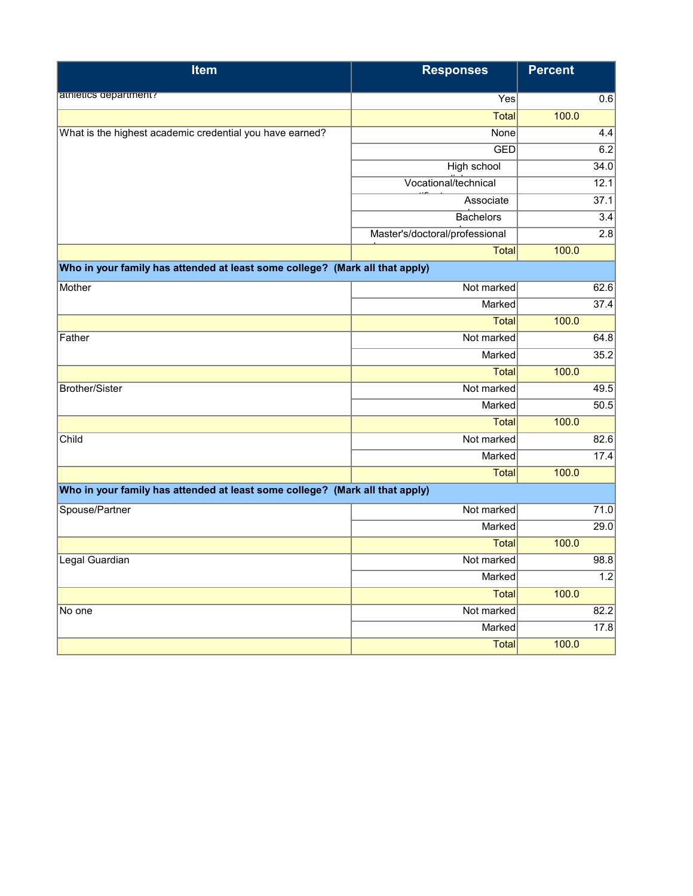| Item | Responses | Percent |
|---|---|---|
| athletics department? | Yes | 0.6 |
| | Total | 100.0 |
| What is the highest academic credential you have earned? | None | 4.4 |
| | GED | 6.2 |
| | High school | 34.0 |
| | Vocational/technical | 12.1 |
| | Associate | 37.1 |
| | Bachelors | 3.4 |
| | Master's/doctoral/professional | 2.8 |
| | Total | 100.0 |
| **Who in your family has attended at least some college? (Mark all that apply)** | | |
| Mother | Not marked | 62.6 |
| | Marked | 37.4 |
| | Total | 100.0 |
| Father | Not marked | 64.8 |
| | Marked | 35.2 |
| | Total | 100.0 |
| Brother/Sister | Not marked | 49.5 |
| | Marked | 50.5 |
| | Total | 100.0 |
| Child | Not marked | 82.6 |
| | Marked | 17.4 |
| | Total | 100.0 |
| **Who in your family has attended at least some college? (Mark all that apply)** | | |
| Spouse/Partner | Not marked | 71.0 |
| | Marked | 29.0 |
| | Total | 100.0 |
| Legal Guardian | Not marked | 98.8 |
| | Marked | 1.2 |
| | Total | 100.0 |
| No one | Not marked | 82.2 |
| | Marked | 17.8 |
| | Total | 100.0 |